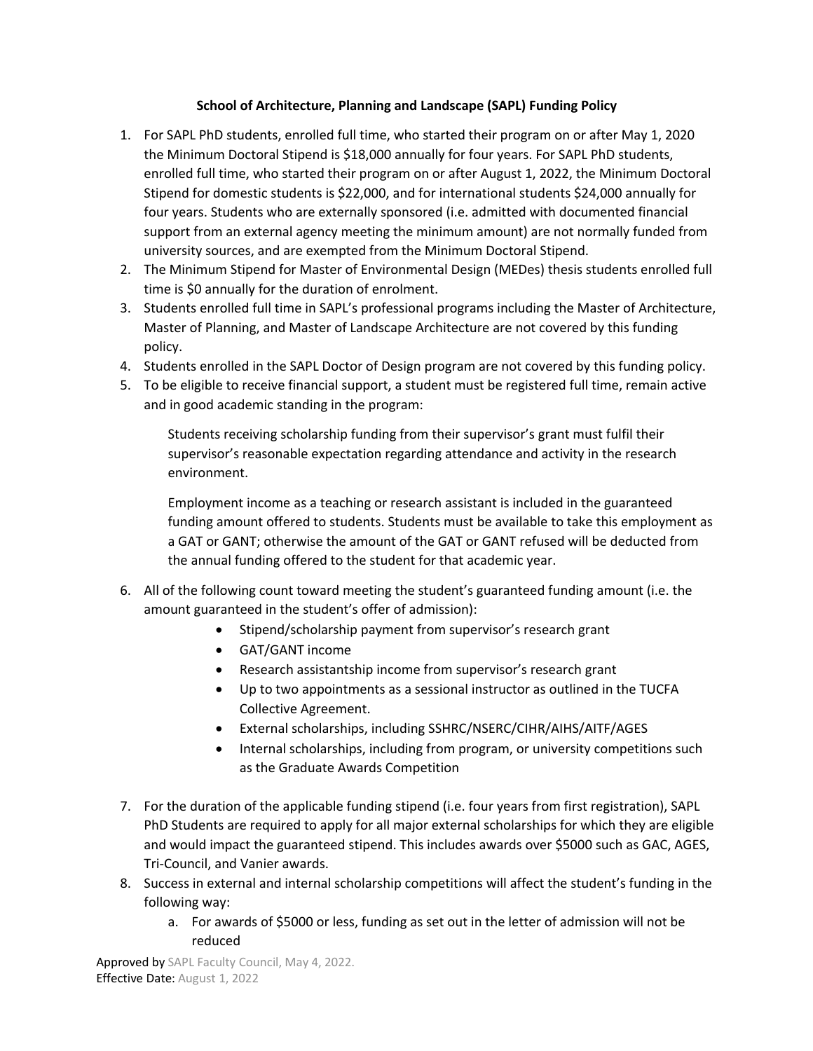**School of Architecture, Planning and Landscape (SAPL) Funding Policy**

1. For SAPL PhD students, enrolled full time, who started their program on or after May 1, 2020 the Minimum Doctoral Stipend is $18,000 annually for four years. For SAPL PhD students, enrolled full time, who started their program on or after August 1, 2022, the Minimum Doctoral Stipend for domestic students is $22,000, and for international students $24,000 annually for four years. Students who are externally sponsored (i.e. admitted with documented financial support from an external agency meeting the minimum amount) are not normally funded from university sources, and are exempted from the Minimum Doctoral Stipend.
2. The Minimum Stipend for Master of Environmental Design (MEDes) thesis students enrolled full time is $0 annually for the duration of enrolment.
3. Students enrolled full time in SAPL's professional programs including the Master of Architecture, Master of Planning, and Master of Landscape Architecture are not covered by this funding policy.
4. Students enrolled in the SAPL Doctor of Design program are not covered by this funding policy.
5. To be eligible to receive financial support, a student must be registered full time, remain active and in good academic standing in the program:

   Students receiving scholarship funding from their supervisor's grant must fulfil their supervisor's reasonable expectation regarding attendance and activity in the research environment.

   Employment income as a teaching or research assistant is included in the guaranteed funding amount offered to students. Students must be available to take this employment as a GAT or GANT; otherwise the amount of the GAT or GANT refused will be deducted from the annual funding offered to the student for that academic year.

6. All of the following count toward meeting the student's guaranteed funding amount (i.e. the amount guaranteed in the student's offer of admission):
   - Stipend/scholarship payment from supervisor's research grant
   - GAT/GANT income
   - Research assistantship income from supervisor's research grant
   - Up to two appointments as a sessional instructor as outlined in the TUCFA Collective Agreement.
   - External scholarships, including SSHRC/NSERC/CIHR/AIHS/AITF/AGES
   - Internal scholarships, including from program, or university competitions such as the Graduate Awards Competition
7. For the duration of the applicable funding stipend (i.e. four years from first registration), SAPL PhD Students are required to apply for all major external scholarships for which they are eligible and would impact the guaranteed stipend. This includes awards over $5000 such as GAC, AGES, Tri-Council, and Vanier awards.
8. Success in external and internal scholarship competitions will affect the student's funding in the following way:
   a. For awards of $5000 or less, funding as set out in the letter of admission will not be reduced

Approved by SAPL Faculty Council, May 4, 2022.
Effective Date: August 1, 2022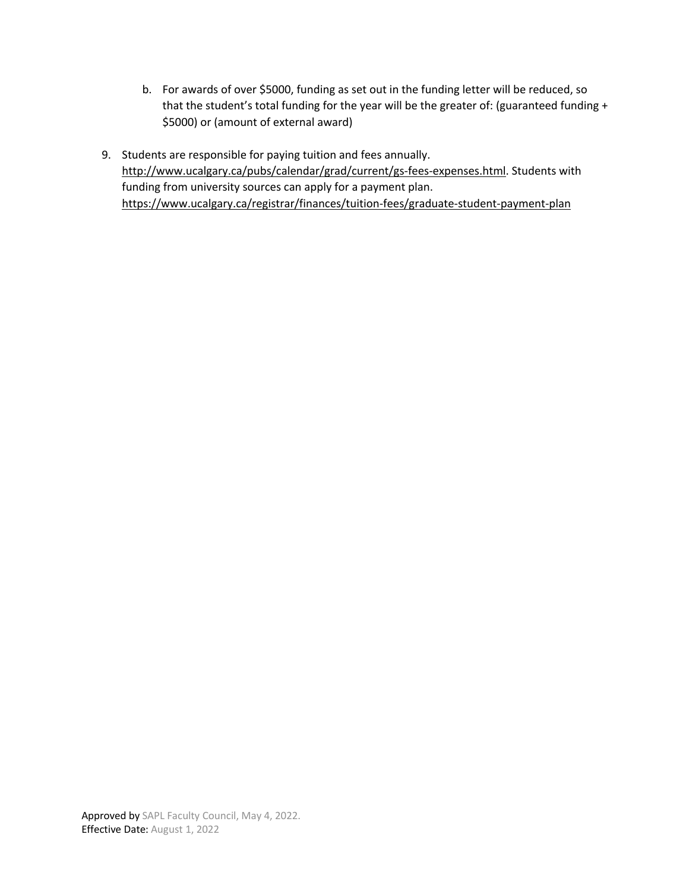b. For awards of over $5000, funding as set out in the funding letter will be reduced, so that the student's total funding for the year will be the greater of: (guaranteed funding + $5000) or (amount of external award)

9. Students are responsible for paying tuition and fees annually. http://www.ucalgary.ca/pubs/calendar/grad/current/gs-fees-expenses.html. Students with funding from university sources can apply for a payment plan. https://www.ucalgary.ca/registrar/finances/tuition-fees/graduate-student-payment-plan

Approved by SAPL Faculty Council, May 4, 2022.
Effective Date: August 1, 2022